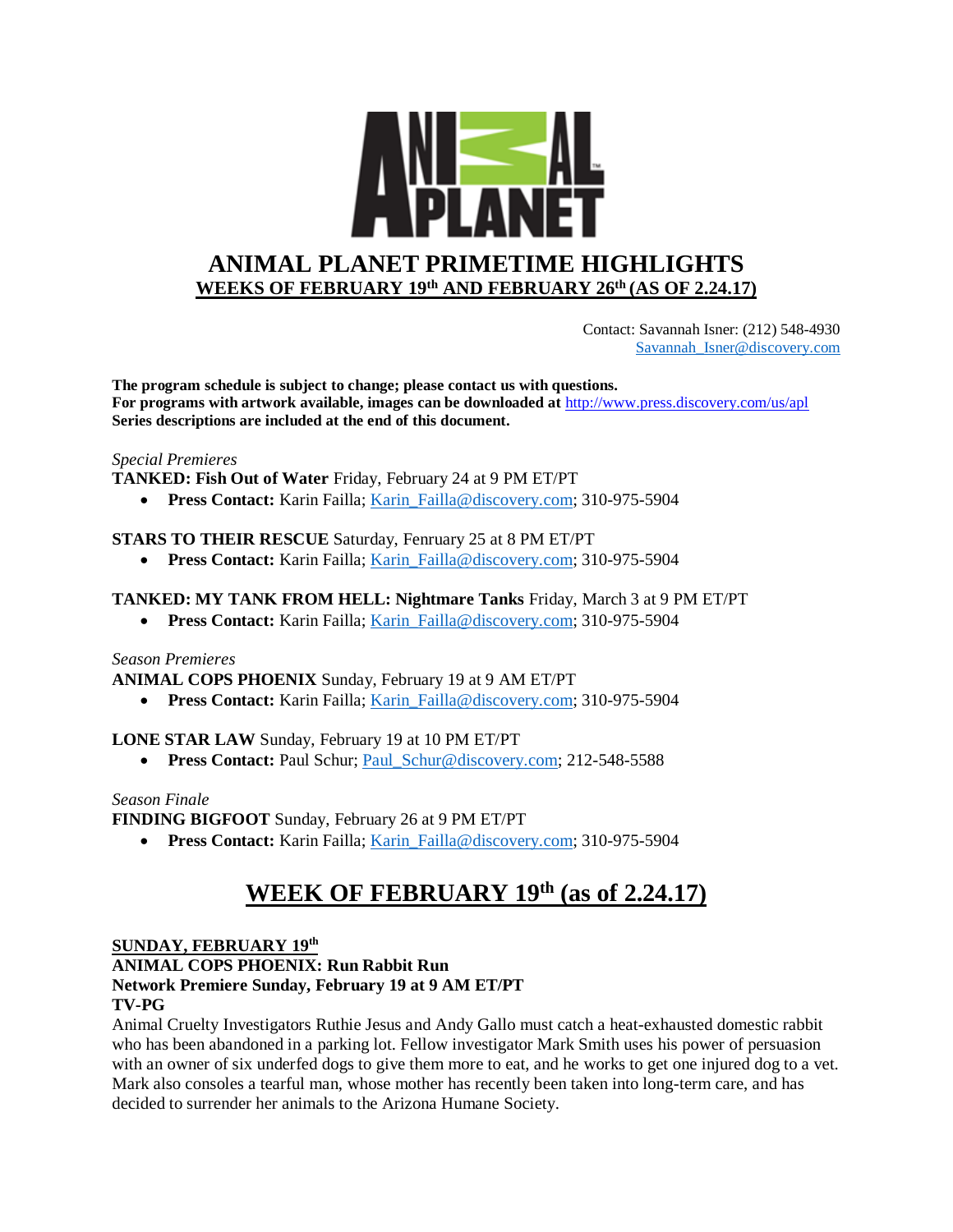# ANIMAL PLANET PRIMETIME HIGHLIGHTS

## WEEKS OF FEBRUARY 19th AND FEBRUARY 26th (AS OF 2.24.17)

Contact: Savannah Isner: (212) 548-4930
Savannah_Isner@discovery.com

**The program schedule is subject to change; please contact us with questions.**
**For programs with artwork available, images can be downloaded at** http://www.press.discovery.com/us/apl
**Series descriptions are included at the end of this document.**

*Special Premieres*

**TANKED: Fish Out of Water** Friday, February 24 at 9 PM ET/PT

- **Press Contact:** Karin Failla; Karin_Failla@discovery.com; 310-975-5904

**STARS TO THEIR RESCUE** Saturday, Fenruary 25 at 8 PM ET/PT

- **Press Contact:** Karin Failla; Karin_Failla@discovery.com; 310-975-5904

**TANKED: MY TANK FROM HELL: Nightmare Tanks** Friday, March 3 at 9 PM ET/PT

- **Press Contact:** Karin Failla; Karin_Failla@discovery.com; 310-975-5904

*Season Premieres*

**ANIMAL COPS PHOENIX** Sunday, February 19 at 9 AM ET/PT

- **Press Contact:** Karin Failla; Karin_Failla@discovery.com; 310-975-5904

**LONE STAR LAW** Sunday, February 19 at 10 PM ET/PT

- **Press Contact:** Paul Schur; Paul_Schur@discovery.com; 212-548-5588

*Season Finale*

**FINDING BIGFOOT** Sunday, February 26 at 9 PM ET/PT

- **Press Contact:** Karin Failla; Karin_Failla@discovery.com; 310-975-5904

## WEEK OF FEBRUARY 19th (as of 2.24.17)

**SUNDAY, FEBRUARY 19th**
**ANIMAL COPS PHOENIX: Run Rabbit Run**
**Network Premiere Sunday, February 19 at 9 AM ET/PT**
**TV-PG**

Animal Cruelty Investigators Ruthie Jesus and Andy Gallo must catch a heat-exhausted domestic rabbit who has been abandoned in a parking lot. Fellow investigator Mark Smith uses his power of persuasion with an owner of six underfed dogs to give them more to eat, and he works to get one injured dog to a vet. Mark also consoles a tearful man, whose mother has recently been taken into long-term care, and has decided to surrender her animals to the Arizona Humane Society.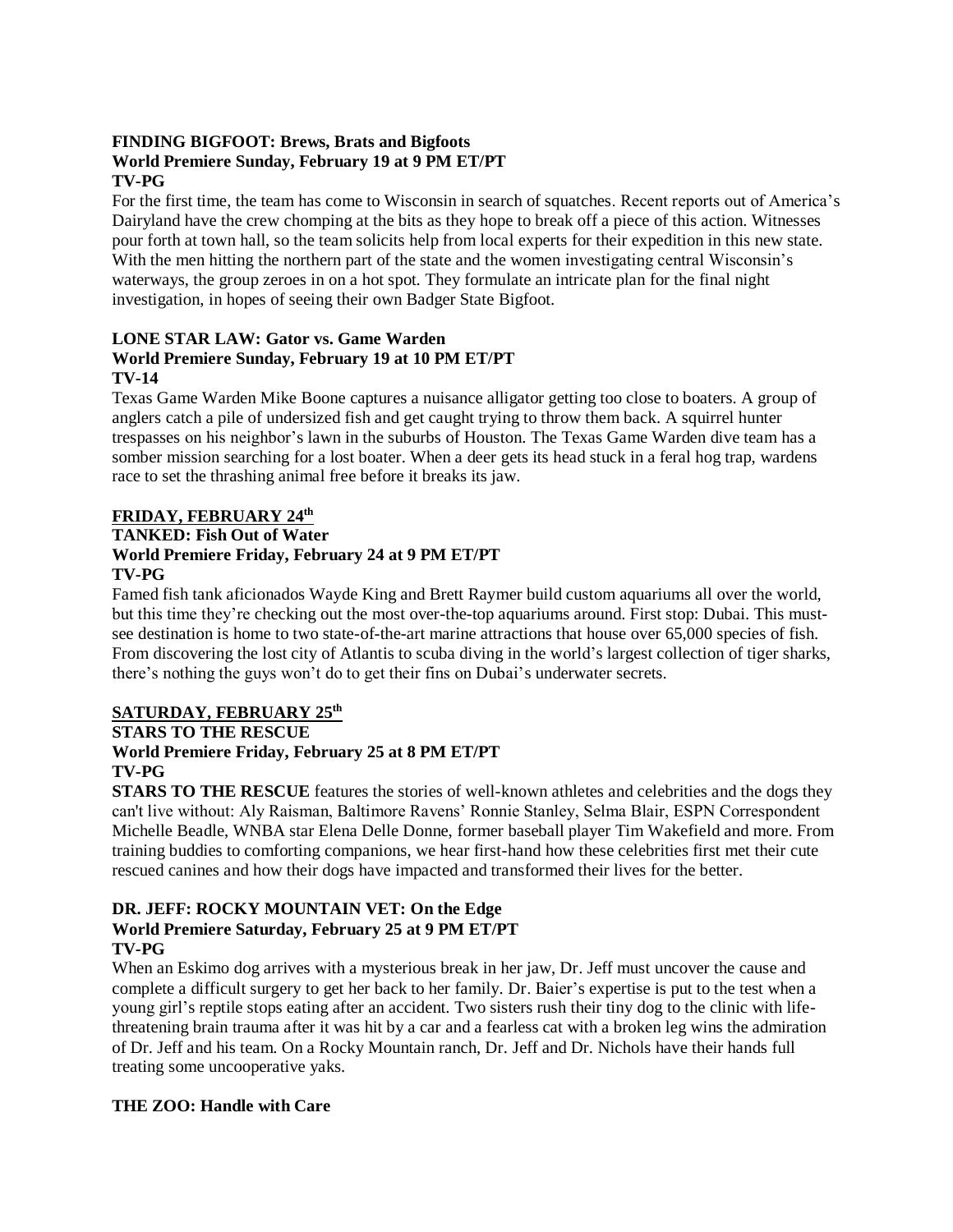**FINDING BIGFOOT: Brews, Brats and Bigfoots**
**World Premiere Sunday, February 19 at 9 PM ET/PT**
**TV-PG**

For the first time, the team has come to Wisconsin in search of squatches. Recent reports out of America's Dairyland have the crew chomping at the bits as they hope to break off a piece of this action. Witnesses pour forth at town hall, so the team solicits help from local experts for their expedition in this new state. With the men hitting the northern part of the state and the women investigating central Wisconsin's waterways, the group zeroes in on a hot spot. They formulate an intricate plan for the final night investigation, in hopes of seeing their own Badger State Bigfoot.

**LONE STAR LAW: Gator vs. Game Warden**
**World Premiere Sunday, February 19 at 10 PM ET/PT**
**TV-14**

Texas Game Warden Mike Boone captures a nuisance alligator getting too close to boaters. A group of anglers catch a pile of undersized fish and get caught trying to throw them back. A squirrel hunter trespasses on his neighbor's lawn in the suburbs of Houston. The Texas Game Warden dive team has a somber mission searching for a lost boater. When a deer gets its head stuck in a feral hog trap, wardens race to set the thrashing animal free before it breaks its jaw.

**FRIDAY, FEBRUARY 24th**

**TANKED: Fish Out of Water**
**World Premiere Friday, February 24 at 9 PM ET/PT**
**TV-PG**

Famed fish tank aficionados Wayde King and Brett Raymer build custom aquariums all over the world, but this time they're checking out the most over-the-top aquariums around. First stop: Dubai. This must-see destination is home to two state-of-the-art marine attractions that house over 65,000 species of fish. From discovering the lost city of Atlantis to scuba diving in the world's largest collection of tiger sharks, there's nothing the guys won't do to get their fins on Dubai's underwater secrets.

**SATURDAY, FEBRUARY 25th**

**STARS TO THE RESCUE**
**World Premiere Friday, February 25 at 8 PM ET/PT**
**TV-PG**

**STARS TO THE RESCUE** features the stories of well-known athletes and celebrities and the dogs they can't live without: Aly Raisman, Baltimore Ravens' Ronnie Stanley, Selma Blair, ESPN Correspondent Michelle Beadle, WNBA star Elena Delle Donne, former baseball player Tim Wakefield and more. From training buddies to comforting companions, we hear first-hand how these celebrities first met their cute rescued canines and how their dogs have impacted and transformed their lives for the better.

**DR. JEFF: ROCKY MOUNTAIN VET: On the Edge**
**World Premiere Saturday, February 25 at 9 PM ET/PT**
**TV-PG**

When an Eskimo dog arrives with a mysterious break in her jaw, Dr. Jeff must uncover the cause and complete a difficult surgery to get her back to her family. Dr. Baier's expertise is put to the test when a young girl's reptile stops eating after an accident. Two sisters rush their tiny dog to the clinic with life-threatening brain trauma after it was hit by a car and a fearless cat with a broken leg wins the admiration of Dr. Jeff and his team. On a Rocky Mountain ranch, Dr. Jeff and Dr. Nichols have their hands full treating some uncooperative yaks.

**THE ZOO: Handle with Care**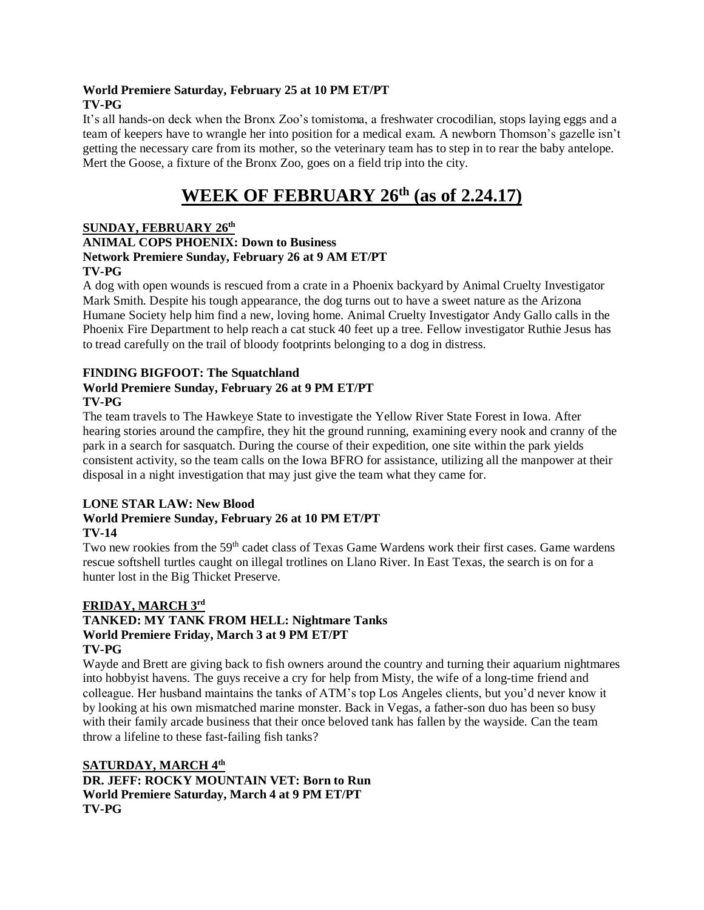**World Premiere Saturday, February 25 at 10 PM ET/PT**
**TV-PG**

It's all hands-on deck when the Bronx Zoo's tomistoma, a freshwater crocodilian, stops laying eggs and a team of keepers have to wrangle her into position for a medical exam. A newborn Thomson's gazelle isn't getting the necessary care from its mother, so the veterinary team has to step in to rear the baby antelope. Mert the Goose, a fixture of the Bronx Zoo, goes on a field trip into the city.

# WEEK OF FEBRUARY 26th (as of 2.24.17)

## SUNDAY, FEBRUARY 26th

**ANIMAL COPS PHOENIX: Down to Business**
**Network Premiere Sunday, February 26 at 9 AM ET/PT**
**TV-PG**

A dog with open wounds is rescued from a crate in a Phoenix backyard by Animal Cruelty Investigator Mark Smith. Despite his tough appearance, the dog turns out to have a sweet nature as the Arizona Humane Society help him find a new, loving home. Animal Cruelty Investigator Andy Gallo calls in the Phoenix Fire Department to help reach a cat stuck 40 feet up a tree. Fellow investigator Ruthie Jesus has to tread carefully on the trail of bloody footprints belonging to a dog in distress.

**FINDING BIGFOOT: The Squatchland**
**World Premiere Sunday, February 26 at 9 PM ET/PT**
**TV-PG**

The team travels to The Hawkeye State to investigate the Yellow River State Forest in Iowa. After hearing stories around the campfire, they hit the ground running, examining every nook and cranny of the park in a search for sasquatch. During the course of their expedition, one site within the park yields consistent activity, so the team calls on the Iowa BFRO for assistance, utilizing all the manpower at their disposal in a night investigation that may just give the team what they came for.

**LONE STAR LAW: New Blood**
**World Premiere Sunday, February 26 at 10 PM ET/PT**
**TV-14**

Two new rookies from the 59th cadet class of Texas Game Wardens work their first cases. Game wardens rescue softshell turtles caught on illegal trotlines on Llano River. In East Texas, the search is on for a hunter lost in the Big Thicket Preserve.

## FRIDAY, MARCH 3rd

**TANKED: MY TANK FROM HELL: Nightmare Tanks**
**World Premiere Friday, March 3 at 9 PM ET/PT**
**TV-PG**

Wayde and Brett are giving back to fish owners around the country and turning their aquarium nightmares into hobbyist havens. The guys receive a cry for help from Misty, the wife of a long-time friend and colleague. Her husband maintains the tanks of ATM's top Los Angeles clients, but you'd never know it by looking at his own mismatched marine monster. Back in Vegas, a father-son duo has been so busy with their family arcade business that their once beloved tank has fallen by the wayside. Can the team throw a lifeline to these fast-failing fish tanks?

## SATURDAY, MARCH 4th

**DR. JEFF: ROCKY MOUNTAIN VET: Born to Run**
**World Premiere Saturday, March 4 at 9 PM ET/PT**
**TV-PG**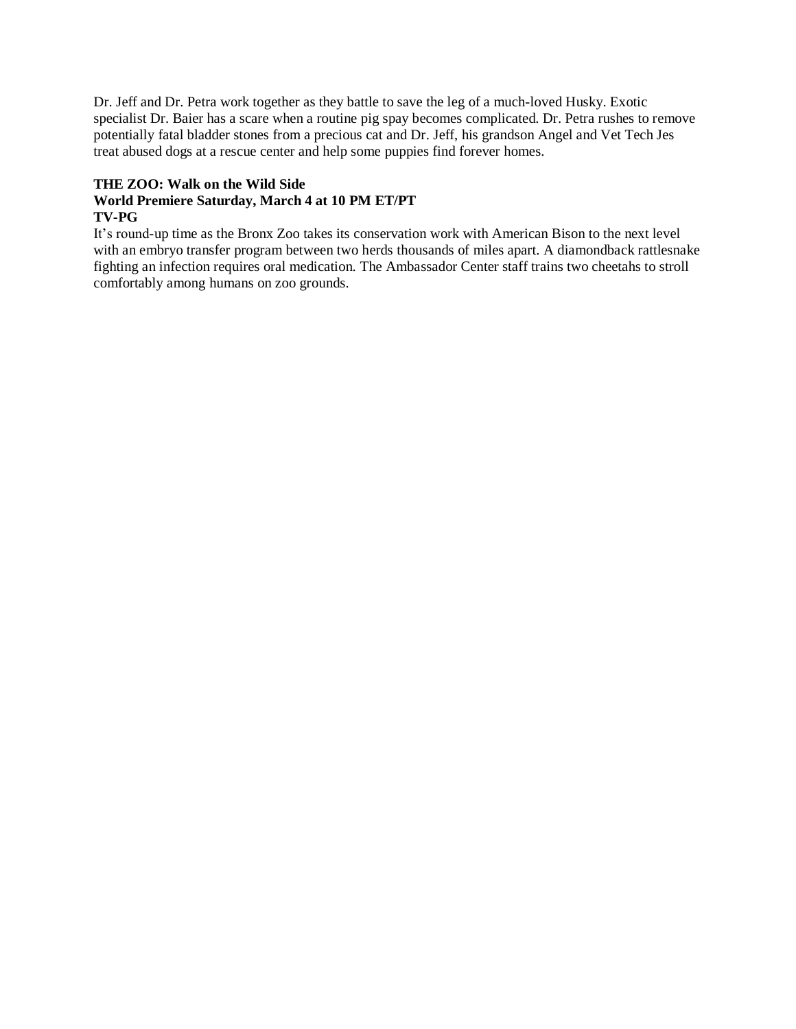Dr. Jeff and Dr. Petra work together as they battle to save the leg of a much-loved Husky. Exotic specialist Dr. Baier has a scare when a routine pig spay becomes complicated. Dr. Petra rushes to remove potentially fatal bladder stones from a precious cat and Dr. Jeff, his grandson Angel and Vet Tech Jes treat abused dogs at a rescue center and help some puppies find forever homes.

**THE ZOO: Walk on the Wild Side**
**World Premiere Saturday, March 4 at 10 PM ET/PT**
**TV-PG**

It's round-up time as the Bronx Zoo takes its conservation work with American Bison to the next level with an embryo transfer program between two herds thousands of miles apart. A diamondback rattlesnake fighting an infection requires oral medication. The Ambassador Center staff trains two cheetahs to stroll comfortably among humans on zoo grounds.